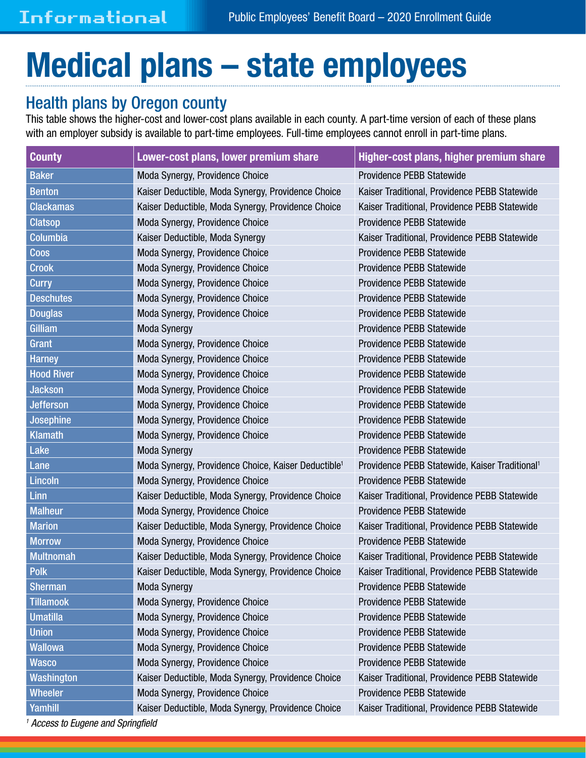Informational

# Medical plans – state employees

## Health plans by Oregon county

This table shows the higher-cost and lower-cost plans available in each county. A part-time version of each of these plans with an employer subsidy is available to part-time employees. Full-time employees cannot enroll in part-time plans.

| County | Lower-cost plans, lower premium share | Higher-cost plans, higher premium share |
|---|---|---|
| Baker | Moda Synergy, Providence Choice | Providence PEBB Statewide |
| Benton | Kaiser Deductible, Moda Synergy, Providence Choice | Kaiser Traditional, Providence PEBB Statewide |
| Clackamas | Kaiser Deductible, Moda Synergy, Providence Choice | Kaiser Traditional, Providence PEBB Statewide |
| Clatsop | Moda Synergy, Providence Choice | Providence PEBB Statewide |
| Columbia | Kaiser Deductible, Moda Synergy | Kaiser Traditional, Providence PEBB Statewide |
| Coos | Moda Synergy, Providence Choice | Providence PEBB Statewide |
| Crook | Moda Synergy, Providence Choice | Providence PEBB Statewide |
| Curry | Moda Synergy, Providence Choice | Providence PEBB Statewide |
| Deschutes | Moda Synergy, Providence Choice | Providence PEBB Statewide |
| Douglas | Moda Synergy, Providence Choice | Providence PEBB Statewide |
| Gilliam | Moda Synergy | Providence PEBB Statewide |
| Grant | Moda Synergy, Providence Choice | Providence PEBB Statewide |
| Harney | Moda Synergy, Providence Choice | Providence PEBB Statewide |
| Hood River | Moda Synergy, Providence Choice | Providence PEBB Statewide |
| Jackson | Moda Synergy, Providence Choice | Providence PEBB Statewide |
| Jefferson | Moda Synergy, Providence Choice | Providence PEBB Statewide |
| Josephine | Moda Synergy, Providence Choice | Providence PEBB Statewide |
| Klamath | Moda Synergy, Providence Choice | Providence PEBB Statewide |
| Lake | Moda Synergy | Providence PEBB Statewide |
| Lane | Moda Synergy, Providence Choice, Kaiser Deductible[1] | Providence PEBB Statewide, Kaiser Traditional[1] |
| Lincoln | Moda Synergy, Providence Choice | Providence PEBB Statewide |
| Linn | Kaiser Deductible, Moda Synergy, Providence Choice | Kaiser Traditional, Providence PEBB Statewide |
| Malheur | Moda Synergy, Providence Choice | Providence PEBB Statewide |
| Marion | Kaiser Deductible, Moda Synergy, Providence Choice | Kaiser Traditional, Providence PEBB Statewide |
| Morrow | Moda Synergy, Providence Choice | Providence PEBB Statewide |
| Multnomah | Kaiser Deductible, Moda Synergy, Providence Choice | Kaiser Traditional, Providence PEBB Statewide |
| Polk | Kaiser Deductible, Moda Synergy, Providence Choice | Kaiser Traditional, Providence PEBB Statewide |
| Sherman | Moda Synergy | Providence PEBB Statewide |
| Tillamook | Moda Synergy, Providence Choice | Providence PEBB Statewide |
| Umatilla | Moda Synergy, Providence Choice | Providence PEBB Statewide |
| Union | Moda Synergy, Providence Choice | Providence PEBB Statewide |
| Wallowa | Moda Synergy, Providence Choice | Providence PEBB Statewide |
| Wasco | Moda Synergy, Providence Choice | Providence PEBB Statewide |
| Washington | Kaiser Deductible, Moda Synergy, Providence Choice | Kaiser Traditional, Providence PEBB Statewide |
| Wheeler | Moda Synergy, Providence Choice | Providence PEBB Statewide |
| Yamhill | Kaiser Deductible, Moda Synergy, Providence Choice | Kaiser Traditional, Providence PEBB Statewide |

[1] *Access to Eugene and Springfield*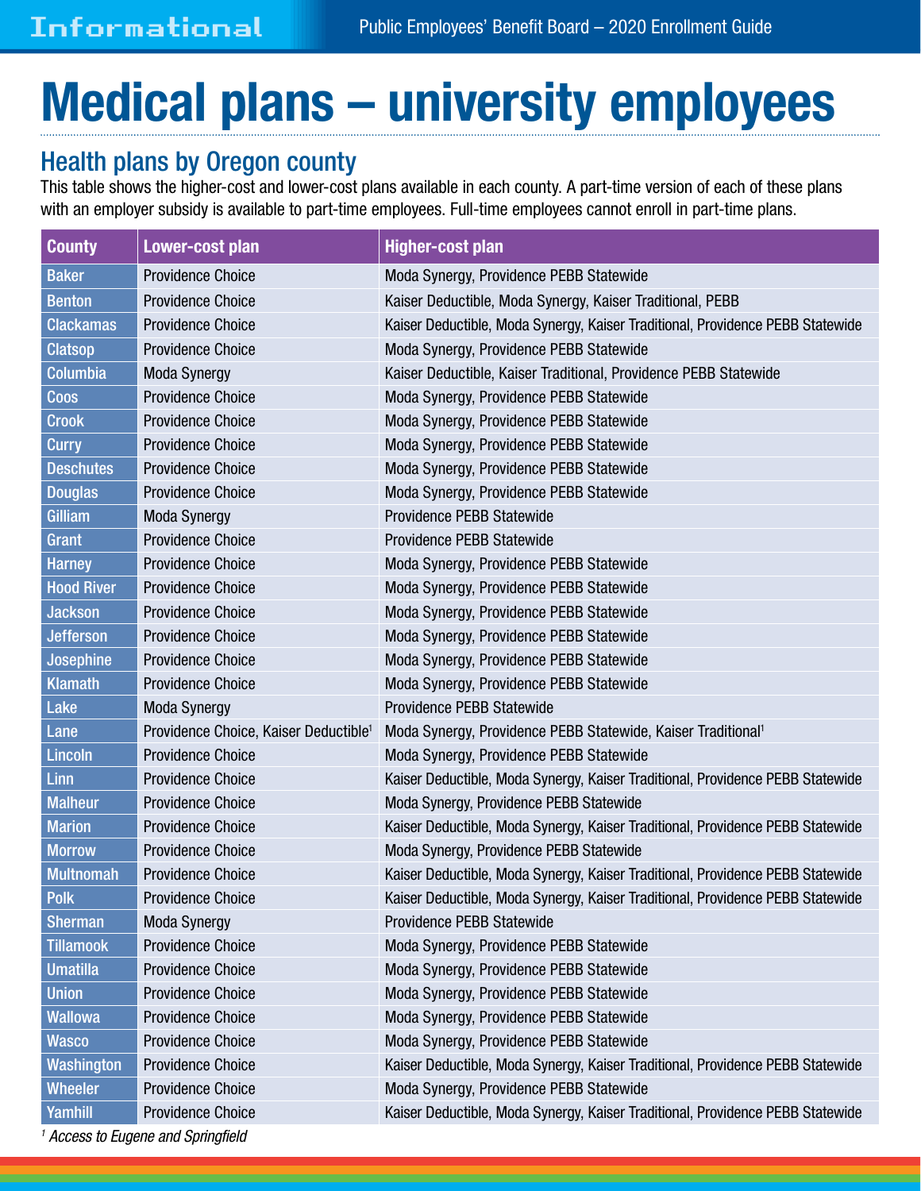# Medical plans – university employees

## Health plans by Oregon county

This table shows the higher-cost and lower-cost plans available in each county. A part-time version of each of these plans with an employer subsidy is available to part-time employees. Full-time employees cannot enroll in part-time plans.

| County | Lower-cost plan | Higher-cost plan |
|---|---|---|
| Baker | Providence Choice | Moda Synergy, Providence PEBB Statewide |
| Benton | Providence Choice | Kaiser Deductible, Moda Synergy, Kaiser Traditional, PEBB |
| Clackamas | Providence Choice | Kaiser Deductible, Moda Synergy, Kaiser Traditional, Providence PEBB Statewide |
| Clatsop | Providence Choice | Moda Synergy, Providence PEBB Statewide |
| Columbia | Moda Synergy | Kaiser Deductible, Kaiser Traditional, Providence PEBB Statewide |
| Coos | Providence Choice | Moda Synergy, Providence PEBB Statewide |
| Crook | Providence Choice | Moda Synergy, Providence PEBB Statewide |
| Curry | Providence Choice | Moda Synergy, Providence PEBB Statewide |
| Deschutes | Providence Choice | Moda Synergy, Providence PEBB Statewide |
| Douglas | Providence Choice | Moda Synergy, Providence PEBB Statewide |
| Gilliam | Moda Synergy | Providence PEBB Statewide |
| Grant | Providence Choice | Providence PEBB Statewide |
| Harney | Providence Choice | Moda Synergy, Providence PEBB Statewide |
| Hood River | Providence Choice | Moda Synergy, Providence PEBB Statewide |
| Jackson | Providence Choice | Moda Synergy, Providence PEBB Statewide |
| Jefferson | Providence Choice | Moda Synergy, Providence PEBB Statewide |
| Josephine | Providence Choice | Moda Synergy, Providence PEBB Statewide |
| Klamath | Providence Choice | Moda Synergy, Providence PEBB Statewide |
| Lake | Moda Synergy | Providence PEBB Statewide |
| Lane | Providence Choice, Kaiser Deductible[1] | Moda Synergy, Providence PEBB Statewide, Kaiser Traditional[1] |
| Lincoln | Providence Choice | Moda Synergy, Providence PEBB Statewide |
| Linn | Providence Choice | Kaiser Deductible, Moda Synergy, Kaiser Traditional, Providence PEBB Statewide |
| Malheur | Providence Choice | Moda Synergy, Providence PEBB Statewide |
| Marion | Providence Choice | Kaiser Deductible, Moda Synergy, Kaiser Traditional, Providence PEBB Statewide |
| Morrow | Providence Choice | Moda Synergy, Providence PEBB Statewide |
| Multnomah | Providence Choice | Kaiser Deductible, Moda Synergy, Kaiser Traditional, Providence PEBB Statewide |
| Polk | Providence Choice | Kaiser Deductible, Moda Synergy, Kaiser Traditional, Providence PEBB Statewide |
| Sherman | Moda Synergy | Providence PEBB Statewide |
| Tillamook | Providence Choice | Moda Synergy, Providence PEBB Statewide |
| Umatilla | Providence Choice | Moda Synergy, Providence PEBB Statewide |
| Union | Providence Choice | Moda Synergy, Providence PEBB Statewide |
| Wallowa | Providence Choice | Moda Synergy, Providence PEBB Statewide |
| Wasco | Providence Choice | Moda Synergy, Providence PEBB Statewide |
| Washington | Providence Choice | Kaiser Deductible, Moda Synergy, Kaiser Traditional, Providence PEBB Statewide |
| Wheeler | Providence Choice | Moda Synergy, Providence PEBB Statewide |
| Yamhill | Providence Choice | Kaiser Deductible, Moda Synergy, Kaiser Traditional, Providence PEBB Statewide |

*[1] Access to Eugene and Springfield*